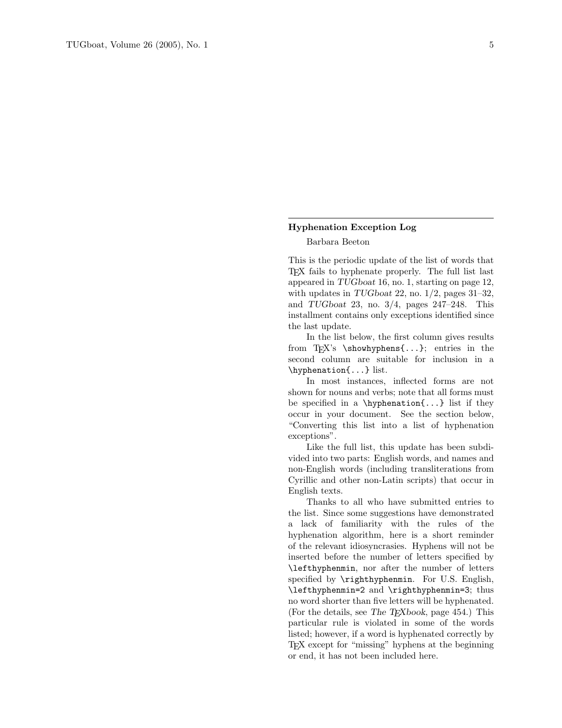## Hyphenation Exception Log

Barbara Beeton

This is the periodic update of the list of words that TeX fails to hyphenate properly. The full list last appeared in *TUGboat* 16, no. 1, starting on page 12, with updates in *TUGboat* 22, no. 1/2, pages 31–32, and *TUGboat* 23, no. 3/4, pages 247–248. This installment contains only exceptions identified since the last update.

In the list below, the first column gives results from TeX's `\showhyphens{...}`; entries in the second column are suitable for inclusion in a `\hyphenation{...}` list.

In most instances, inflected forms are not shown for nouns and verbs; note that all forms must be specified in a `\hyphenation{...}` list if they occur in your document. See the section below, "Converting this list into a list of hyphenation exceptions".

Like the full list, this update has been subdivided into two parts: English words, and names and non-English words (including transliterations from Cyrillic and other non-Latin scripts) that occur in English texts.

Thanks to all who have submitted entries to the list. Since some suggestions have demonstrated a lack of familiarity with the rules of the hyphenation algorithm, here is a short reminder of the relevant idiosyncrasies. Hyphens will not be inserted before the number of letters specified by `\lefthyphenmin`, nor after the number of letters specified by `\righthyphenmin`. For U.S. English, `\lefthyphenmin=2` and `\righthyphenmin=3`; thus no word shorter than five letters will be hyphenated. (For the details, see *The TeXbook*, page 454.) This particular rule is violated in some of the words listed; however, if a word is hyphenated correctly by TeX except for "missing" hyphens at the beginning or end, it has not been included here.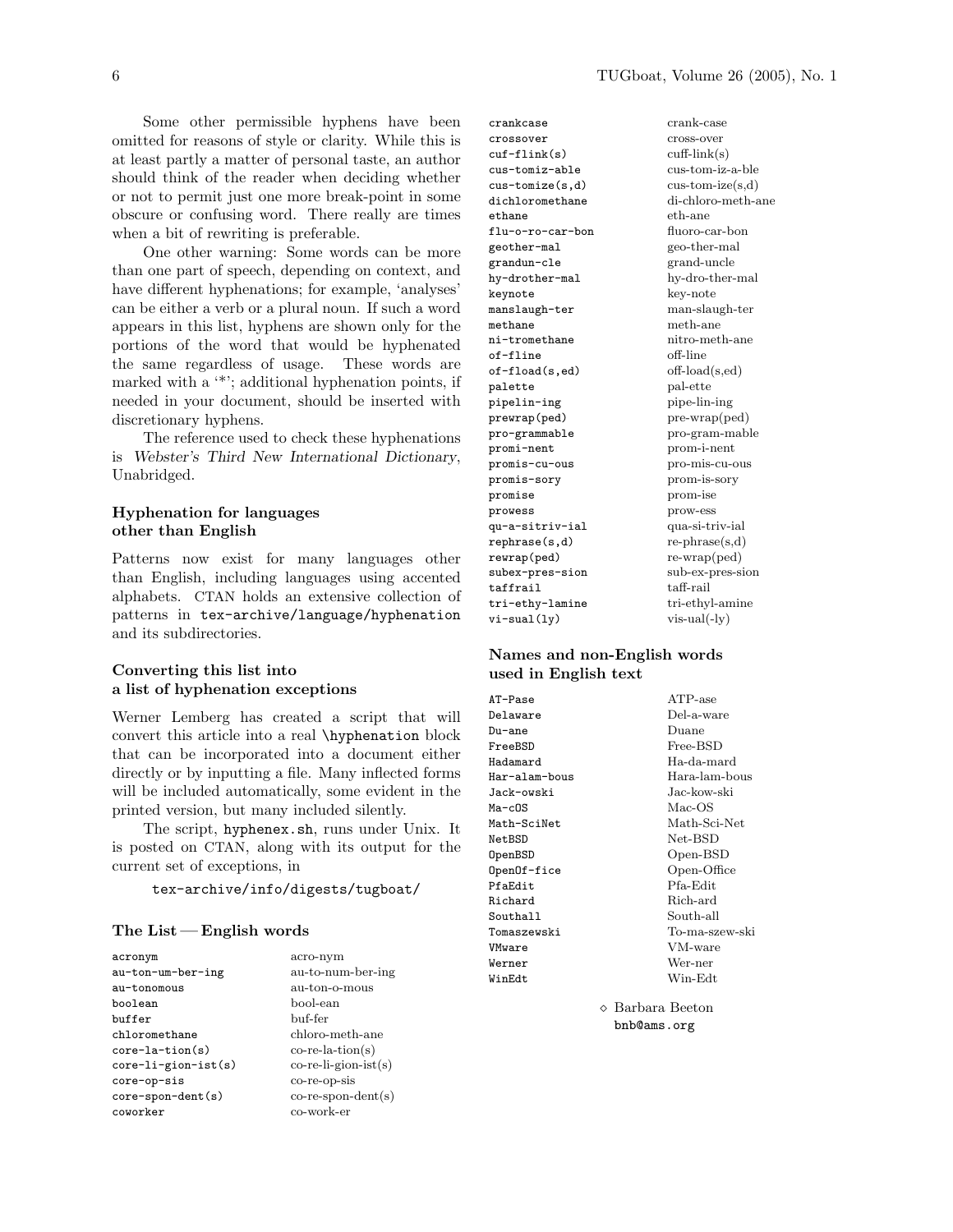Some other permissible hyphens have been omitted for reasons of style or clarity. While this is at least partly a matter of personal taste, an author should think of the reader when deciding whether or not to permit just one more break-point in some obscure or confusing word. There really are times when a bit of rewriting is preferable.

One other warning: Some words can be more than one part of speech, depending on context, and have different hyphenations; for example, 'analyses' can be either a verb or a plural noun. If such a word appears in this list, hyphens are shown only for the portions of the word that would be hyphenated the same regardless of usage. These words are marked with a '*'; additional hyphenation points, if needed in your document, should be inserted with discretionary hyphens.

The reference used to check these hyphenations is *Webster's Third New International Dictionary*, Unabridged.

## Hyphenation for languages other than English

Patterns now exist for many languages other than English, including languages using accented alphabets. CTAN holds an extensive collection of patterns in `tex-archive/language/hyphenation` and its subdirectories.

## Converting this list into a list of hyphenation exceptions

Werner Lemberg has created a script that will convert this article into a real `\hyphenation` block that can be incorporated into a document either directly or by inputting a file. Many inflected forms will be included automatically, some evident in the printed version, but many included silently.

The script, `hyphenex.sh`, runs under Unix. It is posted on CTAN, along with its output for the current set of exceptions, in

`tex-archive/info/digests/tugboat/`

## The List — English words

| | |
|---|---|
| `acronym` | acro-nym |
| `au-ton-um-ber-ing` | au-to-num-ber-ing |
| `au-tonomous` | au-ton-o-mous |
| `boolean` | bool-ean |
| `buffer` | buf-fer |
| `chloromethane` | chloro-meth-ane |
| `core-la-tion(s)` | co-re-la-tion(s) |
| `core-li-gion-ist(s)` | co-re-li-gion-ist(s) |
| `core-op-sis` | co-re-op-sis |
| `core-spon-dent(s)` | co-re-spon-dent(s) |
| `coworker` | co-work-er |
| `crankcase` | crank-case |
| `crossover` | cross-over |
| `cuf-flink(s)` | cuff-link(s) |
| `cus-tomiz-able` | cus-tom-iz-a-ble |
| `cus-tomize(s,d)` | cus-tom-ize(s,d) |
| `dichloromethane` | di-chloro-meth-ane |
| `ethane` | eth-ane |
| `flu-o-ro-car-bon` | fluoro-car-bon |
| `geother-mal` | geo-ther-mal |
| `grandun-cle` | grand-uncle |
| `hy-drother-mal` | hy-dro-ther-mal |
| `keynote` | key-note |
| `manslaugh-ter` | man-slaugh-ter |
| `methane` | meth-ane |
| `ni-tromethane` | nitro-meth-ane |
| `of-fline` | off-line |
| `of-fload(s,ed)` | off-load(s,ed) |
| `palette` | pal-ette |
| `pipelin-ing` | pipe-lin-ing |
| `prewrap(ped)` | pre-wrap(ped) |
| `pro-grammable` | pro-gram-mable |
| `promi-nent` | prom-i-nent |
| `promis-cu-ous` | pro-mis-cu-ous |
| `promis-sory` | prom-is-sory |
| `promise` | prom-ise |
| `prowess` | prow-ess |
| `qu-a-sitriv-ial` | qua-si-triv-ial |
| `rephrase(s,d)` | re-phrase(s,d) |
| `rewrap(ped)` | re-wrap(ped) |
| `subex-pres-sion` | sub-ex-pres-sion |
| `taffrail` | taff-rail |
| `tri-ethy-lamine` | tri-ethyl-amine |
| `vi-sual(ly)` | vis-ual(-ly) |

## Names and non-English words used in English text

| | |
|---|---|
| `AT-Pase` | ATP-ase |
| `Delaware` | Del-a-ware |
| `Du-ane` | Duane |
| `FreeBSD` | Free-BSD |
| `Hadamard` | Ha-da-mard |
| `Har-alam-bous` | Hara-lam-bous |
| `Jack-owski` | Jac-kow-ski |
| `Ma-cOS` | Mac-OS |
| `Math-SciNet` | Math-Sci-Net |
| `NetBSD` | Net-BSD |
| `OpenBSD` | Open-BSD |
| `OpenOf-fice` | Open-Office |
| `PfaEdit` | Pfa-Edit |
| `Richard` | Rich-ard |
| `Southall` | South-all |
| `Tomaszewski` | To-ma-szew-ski |
| `VMware` | VM-ware |
| `Werner` | Wer-ner |
| `WinEdt` | Win-Edt |

◇ Barbara Beeton
`bnb@ams.org`